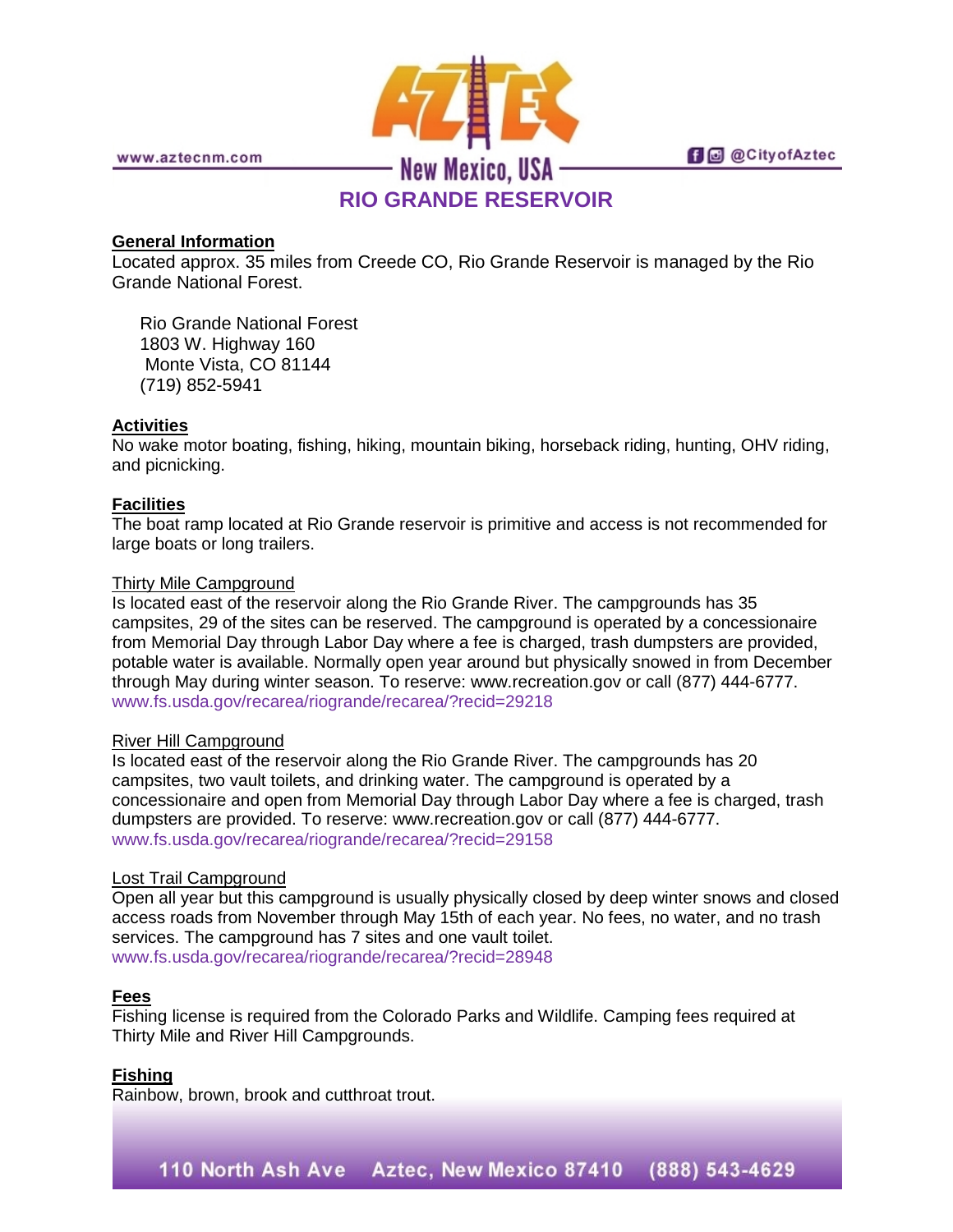# RIO GRANDE RESERVOIR

## General Information

Located approx. 35 miles from Creede CO, Rio Grande Reservoir is managed by the Rio Grande National Forest.

Rio Grande National Forest
1803 W. Highway 160
Monte Vista, CO 81144
(719) 852-5941

## Activities

No wake motor boating, fishing, hiking, mountain biking, horseback riding, hunting, OHV riding, and picnicking.

## Facilities

The boat ramp located at Rio Grande reservoir is primitive and access is not recommended for large boats or long trailers.

### Thirty Mile Campground

Is located east of the reservoir along the Rio Grande River. The campgrounds has 35 campsites, 29 of the sites can be reserved. The campground is operated by a concessionaire from Memorial Day through Labor Day where a fee is charged, trash dumpsters are provided, potable water is available. Normally open year around but physically snowed in from December through May during winter season. To reserve: www.recreation.gov or call (877) 444-6777.
www.fs.usda.gov/recarea/riogrande/recarea/?recid=29218

### River Hill Campground

Is located east of the reservoir along the Rio Grande River. The campgrounds has 20 campsites, two vault toilets, and drinking water. The campground is operated by a concessionaire and open from Memorial Day through Labor Day where a fee is charged, trash dumpsters are provided. To reserve: www.recreation.gov or call (877) 444-6777.
www.fs.usda.gov/recarea/riogrande/recarea/?recid=29158

### Lost Trail Campground

Open all year but this campground is usually physically closed by deep winter snows and closed access roads from November through May 15th of each year. No fees, no water, and no trash services. The campground has 7 sites and one vault toilet.
www.fs.usda.gov/recarea/riogrande/recarea/?recid=28948

## Fees

Fishing license is required from the Colorado Parks and Wildlife. Camping fees required at Thirty Mile and River Hill Campgrounds.

## Fishing

Rainbow, brown, brook and cutthroat trout.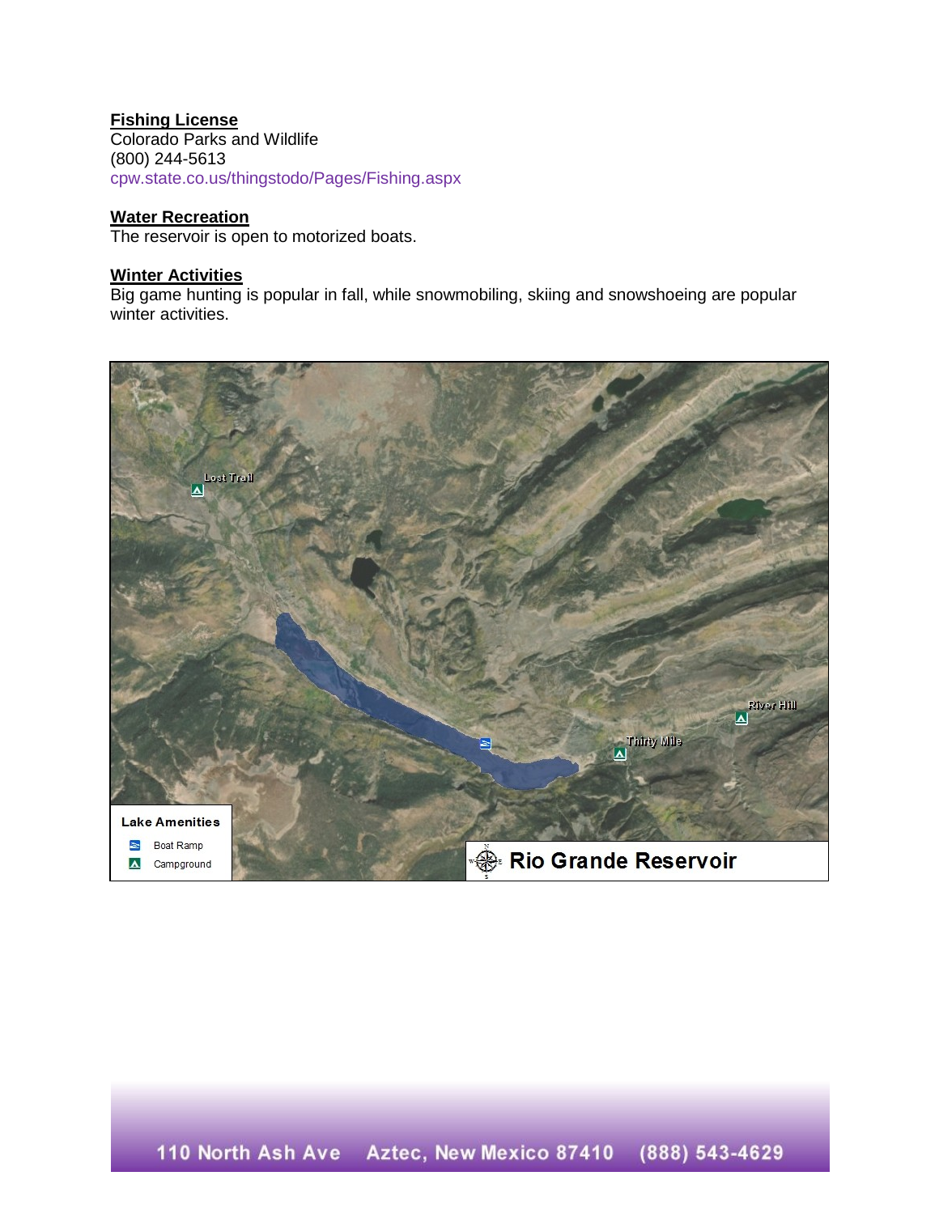**Fishing License**
Colorado Parks and Wildlife
(800) 244-5613
cpw.state.co.us/thingstodo/Pages/Fishing.aspx

**Water Recreation**
The reservoir is open to motorized boats.

**Winter Activities**
Big game hunting is popular in fall, while snowmobiling, skiing and snowshoeing are popular winter activities.

Lost Trail
River Hill
Thirty Mile

Lake Amenities
Boat Ramp
Campground

Rio Grande Reservoir